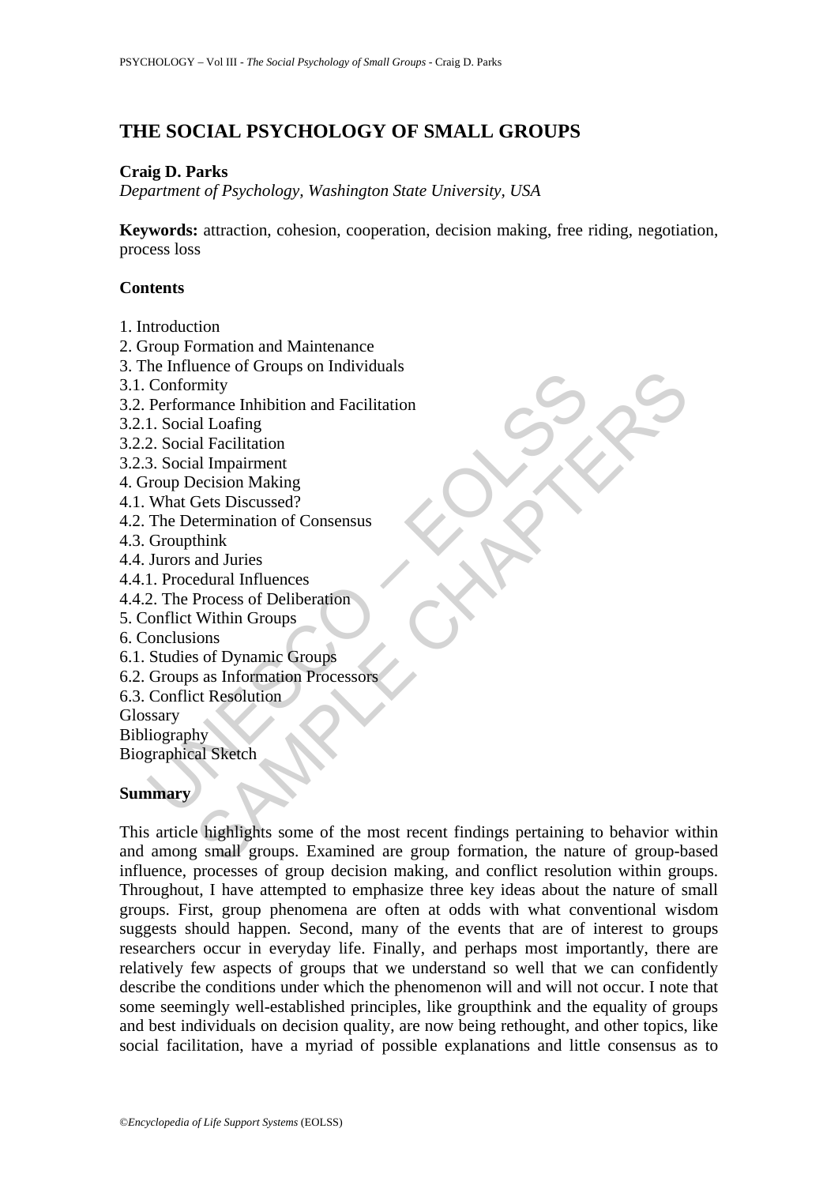# THE SOCIAL PSYCHOLOGY OF SMALL GROUPS

**Craig D. Parks**

*Department of Psychology, Washington State University, USA*

**Keywords:** attraction, cohesion, cooperation, decision making, free riding, negotiation, process loss

## Contents

1. Introduction
2. Group Formation and Maintenance
3. The Influence of Groups on Individuals
3.1. Conformity
3.2. Performance Inhibition and Facilitation
3.2.1. Social Loafing
3.2.2. Social Facilitation
3.2.3. Social Impairment
4. Group Decision Making
4.1. What Gets Discussed?
4.2. The Determination of Consensus
4.3. Groupthink
4.4. Jurors and Juries
4.4.1. Procedural Influences
4.4.2. The Process of Deliberation
5. Conflict Within Groups
6. Conclusions
6.1. Studies of Dynamic Groups
6.2. Groups as Information Processors
6.3. Conflict Resolution

Glossary
Bibliography
Biographical Sketch

## Summary

This article highlights some of the most recent findings pertaining to behavior within and among small groups. Examined are group formation, the nature of group-based influence, processes of group decision making, and conflict resolution within groups. Throughout, I have attempted to emphasize three key ideas about the nature of small groups. First, group phenomena are often at odds with what conventional wisdom suggests should happen. Second, many of the events that are of interest to groups researchers occur in everyday life. Finally, and perhaps most importantly, there are relatively few aspects of groups that we understand so well that we can confidently describe the conditions under which the phenomenon will and will not occur. I note that some seemingly well-established principles, like groupthink and the equality of groups and best individuals on decision quality, are now being rethought, and other topics, like social facilitation, have a myriad of possible explanations and little consensus as to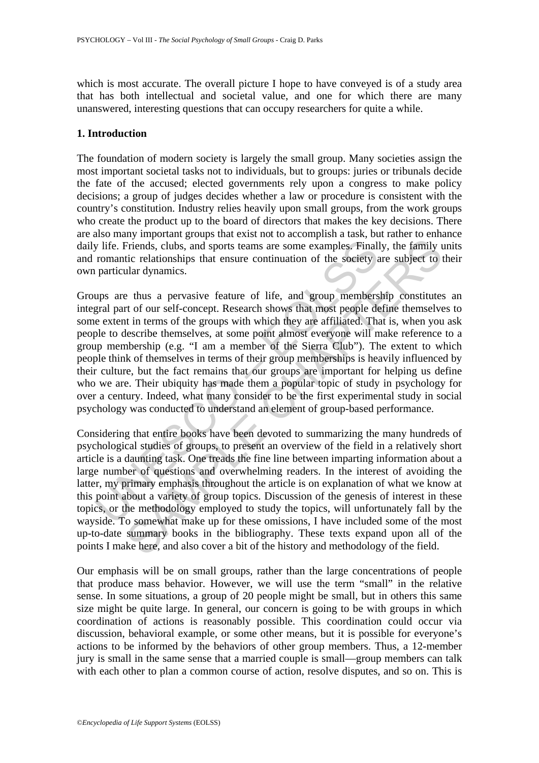which is most accurate. The overall picture I hope to have conveyed is of a study area that has both intellectual and societal value, and one for which there are many unanswered, interesting questions that can occupy researchers for quite a while.

## 1. Introduction

The foundation of modern society is largely the small group. Many societies assign the most important societal tasks not to individuals, but to groups: juries or tribunals decide the fate of the accused; elected governments rely upon a congress to make policy decisions; a group of judges decides whether a law or procedure is consistent with the country's constitution. Industry relies heavily upon small groups, from the work groups who create the product up to the board of directors that makes the key decisions. There are also many important groups that exist not to accomplish a task, but rather to enhance daily life. Friends, clubs, and sports teams are some examples. Finally, the family units and romantic relationships that ensure continuation of the society are subject to their own particular dynamics.

Groups are thus a pervasive feature of life, and group membership constitutes an integral part of our self-concept. Research shows that most people define themselves to some extent in terms of the groups with which they are affiliated. That is, when you ask people to describe themselves, at some point almost everyone will make reference to a group membership (e.g. "I am a member of the Sierra Club"). The extent to which people think of themselves in terms of their group memberships is heavily influenced by their culture, but the fact remains that our groups are important for helping us define who we are. Their ubiquity has made them a popular topic of study in psychology for over a century. Indeed, what many consider to be the first experimental study in social psychology was conducted to understand an element of group-based performance.

Considering that entire books have been devoted to summarizing the many hundreds of psychological studies of groups, to present an overview of the field in a relatively short article is a daunting task. One treads the fine line between imparting information about a large number of questions and overwhelming readers. In the interest of avoiding the latter, my primary emphasis throughout the article is on explanation of what we know at this point about a variety of group topics. Discussion of the genesis of interest in these topics, or the methodology employed to study the topics, will unfortunately fall by the wayside. To somewhat make up for these omissions, I have included some of the most up-to-date summary books in the bibliography. These texts expand upon all of the points I make here, and also cover a bit of the history and methodology of the field.

Our emphasis will be on small groups, rather than the large concentrations of people that produce mass behavior. However, we will use the term "small" in the relative sense. In some situations, a group of 20 people might be small, but in others this same size might be quite large. In general, our concern is going to be with groups in which coordination of actions is reasonably possible. This coordination could occur via discussion, behavioral example, or some other means, but it is possible for everyone's actions to be informed by the behaviors of other group members. Thus, a 12-member jury is small in the same sense that a married couple is small—group members can talk with each other to plan a common course of action, resolve disputes, and so on. This is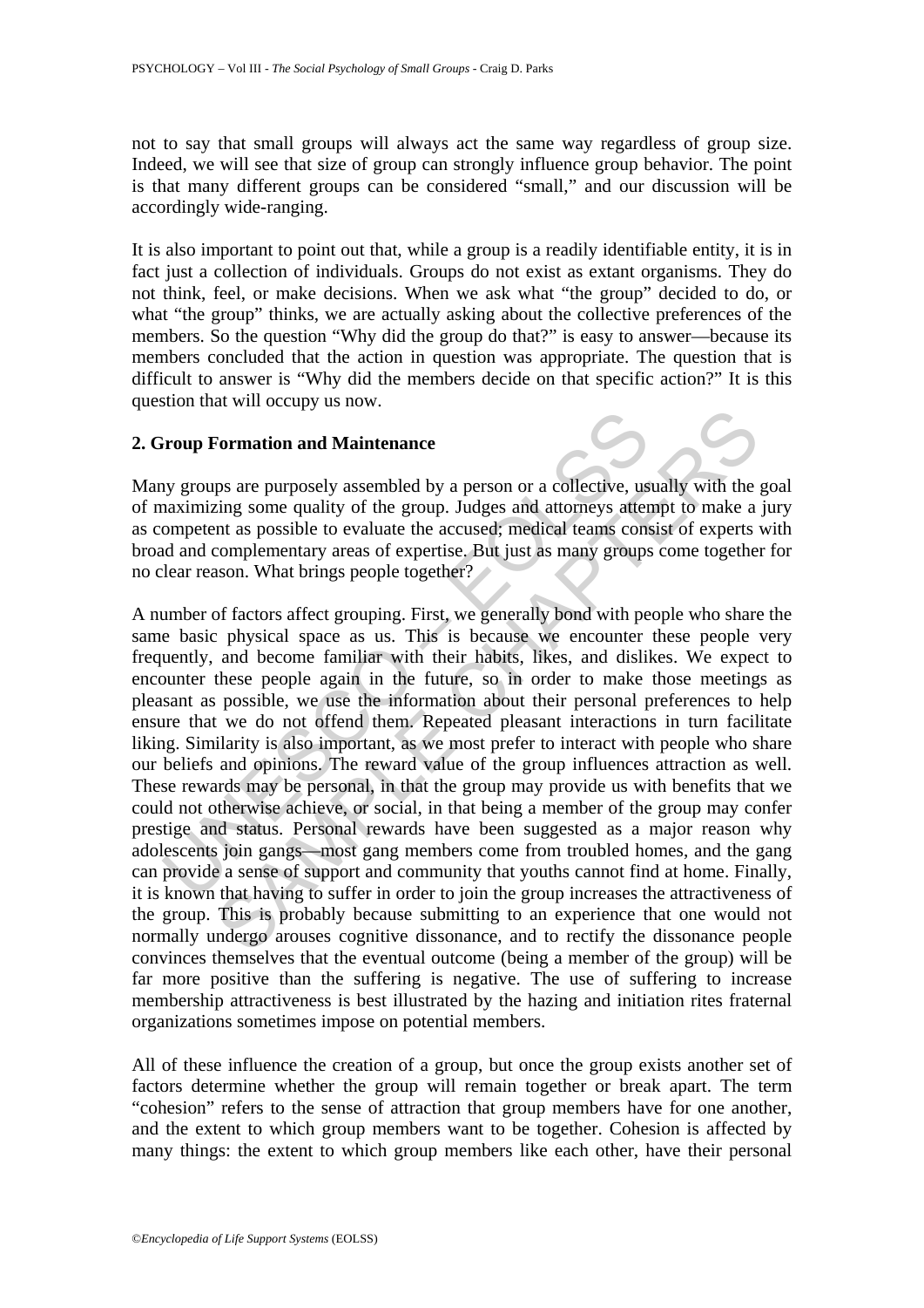not to say that small groups will always act the same way regardless of group size. Indeed, we will see that size of group can strongly influence group behavior. The point is that many different groups can be considered "small," and our discussion will be accordingly wide-ranging.

It is also important to point out that, while a group is a readily identifiable entity, it is in fact just a collection of individuals. Groups do not exist as extant organisms. They do not think, feel, or make decisions. When we ask what "the group" decided to do, or what "the group" thinks, we are actually asking about the collective preferences of the members. So the question "Why did the group do that?" is easy to answer—because its members concluded that the action in question was appropriate. The question that is difficult to answer is "Why did the members decide on that specific action?" It is this question that will occupy us now.

## 2. Group Formation and Maintenance

Many groups are purposely assembled by a person or a collective, usually with the goal of maximizing some quality of the group. Judges and attorneys attempt to make a jury as competent as possible to evaluate the accused; medical teams consist of experts with broad and complementary areas of expertise. But just as many groups come together for no clear reason. What brings people together?

A number of factors affect grouping. First, we generally bond with people who share the same basic physical space as us. This is because we encounter these people very frequently, and become familiar with their habits, likes, and dislikes. We expect to encounter these people again in the future, so in order to make those meetings as pleasant as possible, we use the information about their personal preferences to help ensure that we do not offend them. Repeated pleasant interactions in turn facilitate liking. Similarity is also important, as we most prefer to interact with people who share our beliefs and opinions. The reward value of the group influences attraction as well. These rewards may be personal, in that the group may provide us with benefits that we could not otherwise achieve, or social, in that being a member of the group may confer prestige and status. Personal rewards have been suggested as a major reason why adolescents join gangs—most gang members come from troubled homes, and the gang can provide a sense of support and community that youths cannot find at home. Finally, it is known that having to suffer in order to join the group increases the attractiveness of the group. This is probably because submitting to an experience that one would not normally undergo arouses cognitive dissonance, and to rectify the dissonance people convinces themselves that the eventual outcome (being a member of the group) will be far more positive than the suffering is negative. The use of suffering to increase membership attractiveness is best illustrated by the hazing and initiation rites fraternal organizations sometimes impose on potential members.

All of these influence the creation of a group, but once the group exists another set of factors determine whether the group will remain together or break apart. The term "cohesion" refers to the sense of attraction that group members have for one another, and the extent to which group members want to be together. Cohesion is affected by many things: the extent to which group members like each other, have their personal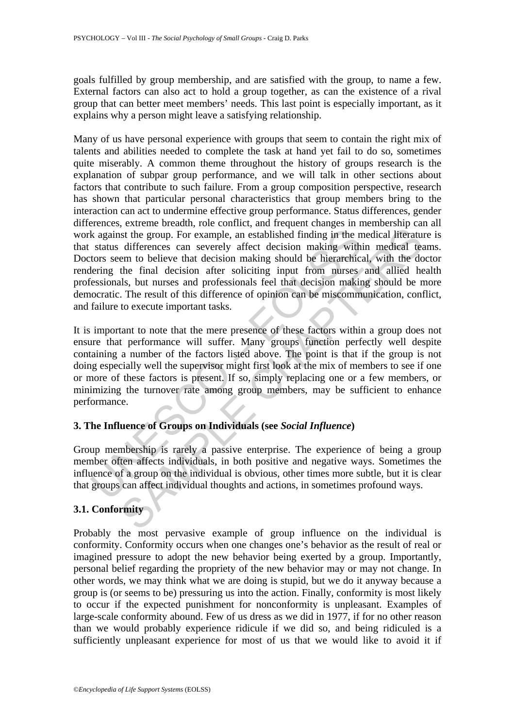goals fulfilled by group membership, and are satisfied with the group, to name a few. External factors can also act to hold a group together, as can the existence of a rival group that can better meet members' needs. This last point is especially important, as it explains why a person might leave a satisfying relationship.

Many of us have personal experience with groups that seem to contain the right mix of talents and abilities needed to complete the task at hand yet fail to do so, sometimes quite miserably. A common theme throughout the history of groups research is the explanation of subpar group performance, and we will talk in other sections about factors that contribute to such failure. From a group composition perspective, research has shown that particular personal characteristics that group members bring to the interaction can act to undermine effective group performance. Status differences, gender differences, extreme breadth, role conflict, and frequent changes in membership can all work against the group. For example, an established finding in the medical literature is that status differences can severely affect decision making within medical teams. Doctors seem to believe that decision making should be hierarchical, with the doctor rendering the final decision after soliciting input from nurses and allied health professionals, but nurses and professionals feel that decision making should be more democratic. The result of this difference of opinion can be miscommunication, conflict, and failure to execute important tasks.

It is important to note that the mere presence of these factors within a group does not ensure that performance will suffer. Many groups function perfectly well despite containing a number of the factors listed above. The point is that if the group is not doing especially well the supervisor might first look at the mix of members to see if one or more of these factors is present. If so, simply replacing one or a few members, or minimizing the turnover rate among group members, may be sufficient to enhance performance.

## 3. The Influence of Groups on Individuals (see *Social Influence*)

Group membership is rarely a passive enterprise. The experience of being a group member often affects individuals, in both positive and negative ways. Sometimes the influence of a group on the individual is obvious, other times more subtle, but it is clear that groups can affect individual thoughts and actions, in sometimes profound ways.

### 3.1. Conformity

Probably the most pervasive example of group influence on the individual is conformity. Conformity occurs when one changes one's behavior as the result of real or imagined pressure to adopt the new behavior being exerted by a group. Importantly, personal belief regarding the propriety of the new behavior may or may not change. In other words, we may think what we are doing is stupid, but we do it anyway because a group is (or seems to be) pressuring us into the action. Finally, conformity is most likely to occur if the expected punishment for nonconformity is unpleasant. Examples of large-scale conformity abound. Few of us dress as we did in 1977, if for no other reason than we would probably experience ridicule if we did so, and being ridiculed is a sufficiently unpleasant experience for most of us that we would like to avoid it if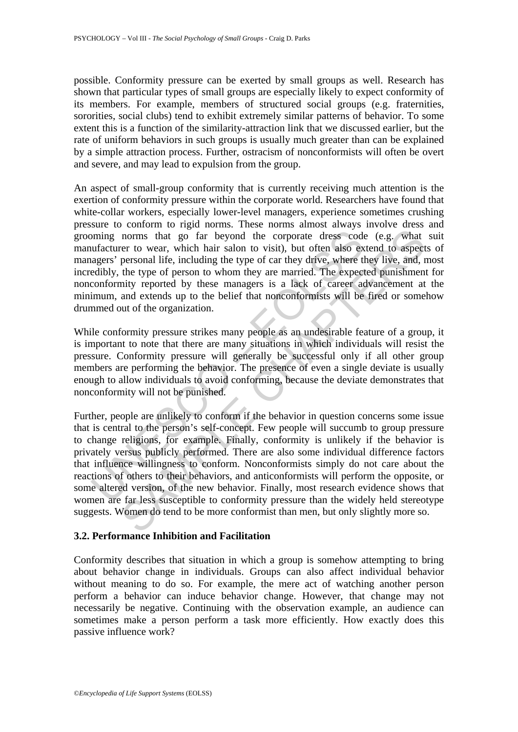possible. Conformity pressure can be exerted by small groups as well. Research has shown that particular types of small groups are especially likely to expect conformity of its members. For example, members of structured social groups (e.g. fraternities, sororities, social clubs) tend to exhibit extremely similar patterns of behavior. To some extent this is a function of the similarity-attraction link that we discussed earlier, but the rate of uniform behaviors in such groups is usually much greater than can be explained by a simple attraction process. Further, ostracism of nonconformists will often be overt and severe, and may lead to expulsion from the group.

An aspect of small-group conformity that is currently receiving much attention is the exertion of conformity pressure within the corporate world. Researchers have found that white-collar workers, especially lower-level managers, experience sometimes crushing pressure to conform to rigid norms. These norms almost always involve dress and grooming norms that go far beyond the corporate dress code (e.g. what suit manufacturer to wear, which hair salon to visit), but often also extend to aspects of managers' personal life, including the type of car they drive, where they live, and, most incredibly, the type of person to whom they are married. The expected punishment for nonconformity reported by these managers is a lack of career advancement at the minimum, and extends up to the belief that nonconformists will be fired or somehow drummed out of the organization.

While conformity pressure strikes many people as an undesirable feature of a group, it is important to note that there are many situations in which individuals will resist the pressure. Conformity pressure will generally be successful only if all other group members are performing the behavior. The presence of even a single deviate is usually enough to allow individuals to avoid conforming, because the deviate demonstrates that nonconformity will not be punished.

Further, people are unlikely to conform if the behavior in question concerns some issue that is central to the person's self-concept. Few people will succumb to group pressure to change religions, for example. Finally, conformity is unlikely if the behavior is privately versus publicly performed. There are also some individual difference factors that influence willingness to conform. Nonconformists simply do not care about the reactions of others to their behaviors, and anticonformists will perform the opposite, or some altered version, of the new behavior. Finally, most research evidence shows that women are far less susceptible to conformity pressure than the widely held stereotype suggests. Women do tend to be more conformist than men, but only slightly more so.

### 3.2. Performance Inhibition and Facilitation

Conformity describes that situation in which a group is somehow attempting to bring about behavior change in individuals. Groups can also affect individual behavior without meaning to do so. For example, the mere act of watching another person perform a behavior can induce behavior change. However, that change may not necessarily be negative. Continuing with the observation example, an audience can sometimes make a person perform a task more efficiently. How exactly does this passive influence work?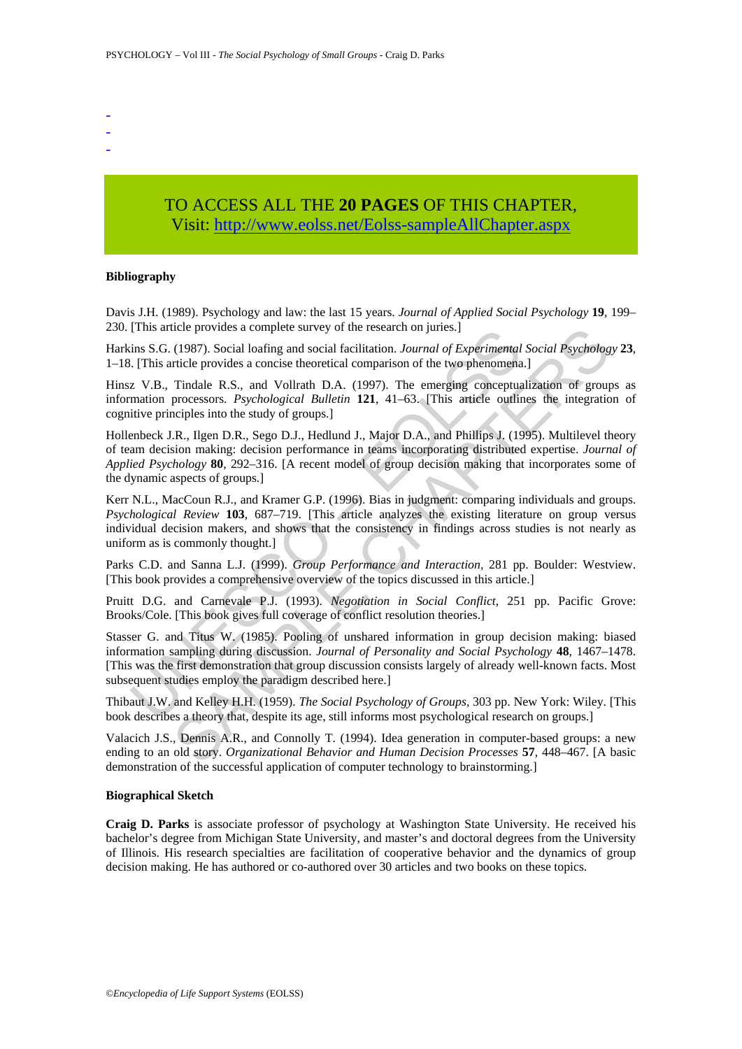-
-
-

TO ACCESS ALL THE **20 PAGES** OF THIS CHAPTER,
Visit: http://www.eolss.net/Eolss-sampleAllChapter.aspx

**Bibliography**

Davis J.H. (1989). Psychology and law: the last 15 years. *Journal of Applied Social Psychology* **19**, 199–230. [This article provides a complete survey of the research on juries.]

Harkins S.G. (1987). Social loafing and social facilitation. *Journal of Experimental Social Psychology* **23**, 1–18. [This article provides a concise theoretical comparison of the two phenomena.]

Hinsz V.B., Tindale R.S., and Vollrath D.A. (1997). The emerging conceptualization of groups as information processors. *Psychological Bulletin* **121**, 41–63. [This article outlines the integration of cognitive principles into the study of groups.]

Hollenbeck J.R., Ilgen D.R., Sego D.J., Hedlund J., Major D.A., and Phillips J. (1995). Multilevel theory of team decision making: decision performance in teams incorporating distributed expertise. *Journal of Applied Psychology* **80**, 292–316. [A recent model of group decision making that incorporates some of the dynamic aspects of groups.]

Kerr N.L., MacCoun R.J., and Kramer G.P. (1996). Bias in judgment: comparing individuals and groups. *Psychological Review* **103**, 687–719. [This article analyzes the existing literature on group versus individual decision makers, and shows that the consistency in findings across studies is not nearly as uniform as is commonly thought.]

Parks C.D. and Sanna L.J. (1999). *Group Performance and Interaction*, 281 pp. Boulder: Westview. [This book provides a comprehensive overview of the topics discussed in this article.]

Pruitt D.G. and Carnevale P.J. (1993). *Negotiation in Social Conflict*, 251 pp. Pacific Grove: Brooks/Cole. [This book gives full coverage of conflict resolution theories.]

Stasser G. and Titus W. (1985). Pooling of unshared information in group decision making: biased information sampling during discussion. *Journal of Personality and Social Psychology* **48**, 1467–1478. [This was the first demonstration that group discussion consists largely of already well-known facts. Most subsequent studies employ the paradigm described here.]

Thibaut J.W. and Kelley H.H. (1959). *The Social Psychology of Groups*, 303 pp. New York: Wiley. [This book describes a theory that, despite its age, still informs most psychological research on groups.]

Valacich J.S., Dennis A.R., and Connolly T. (1994). Idea generation in computer-based groups: a new ending to an old story. *Organizational Behavior and Human Decision Processes* **57**, 448–467. [A basic demonstration of the successful application of computer technology to brainstorming.]

**Biographical Sketch**

**Craig D. Parks** is associate professor of psychology at Washington State University. He received his bachelor's degree from Michigan State University, and master's and doctoral degrees from the University of Illinois. His research specialties are facilitation of cooperative behavior and the dynamics of group decision making. He has authored or co-authored over 30 articles and two books on these topics.